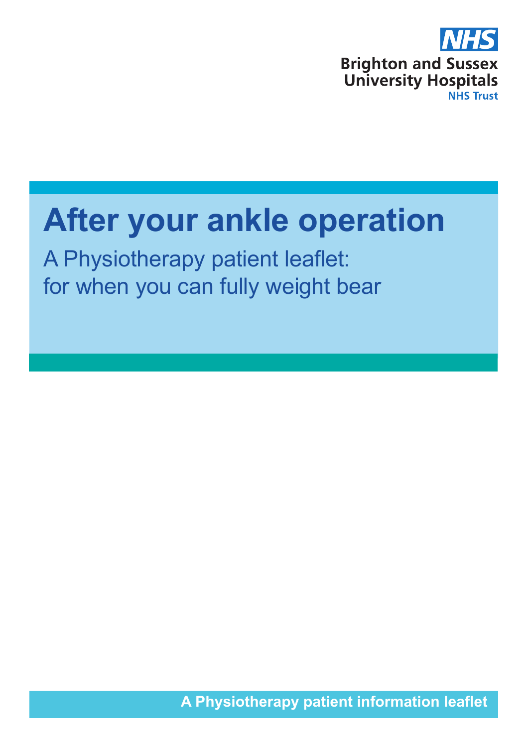NHS

Brighton and Sussex University Hospitals
NHS Trust

# After your ankle operation

## A Physiotherapy patient leaflet: for when you can fully weight bear

**A Physiotherapy patient information leaflet**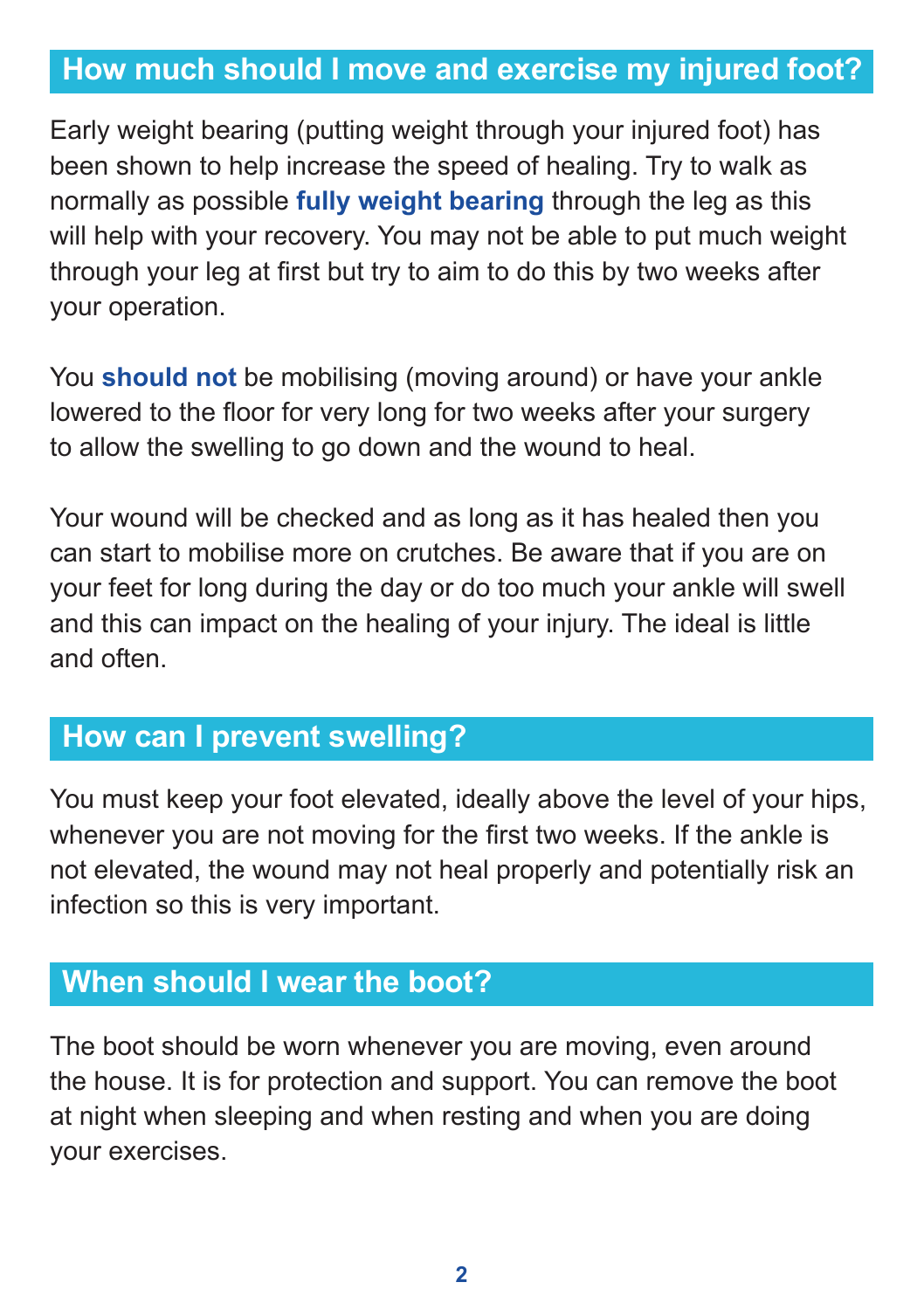## How much should I move and exercise my injured foot?

Early weight bearing (putting weight through your injured foot) has been shown to help increase the speed of healing. Try to walk as normally as possible **fully weight bearing** through the leg as this will help with your recovery. You may not be able to put much weight through your leg at first but try to aim to do this by two weeks after your operation.

You **should not** be mobilising (moving around) or have your ankle lowered to the floor for very long for two weeks after your surgery to allow the swelling to go down and the wound to heal.

Your wound will be checked and as long as it has healed then you can start to mobilise more on crutches. Be aware that if you are on your feet for long during the day or do too much your ankle will swell and this can impact on the healing of your injury. The ideal is little and often.

## How can I prevent swelling?

You must keep your foot elevated, ideally above the level of your hips, whenever you are not moving for the first two weeks. If the ankle is not elevated, the wound may not heal properly and potentially risk an infection so this is very important.

## When should I wear the boot?

The boot should be worn whenever you are moving, even around the house. It is for protection and support. You can remove the boot at night when sleeping and when resting and when you are doing your exercises.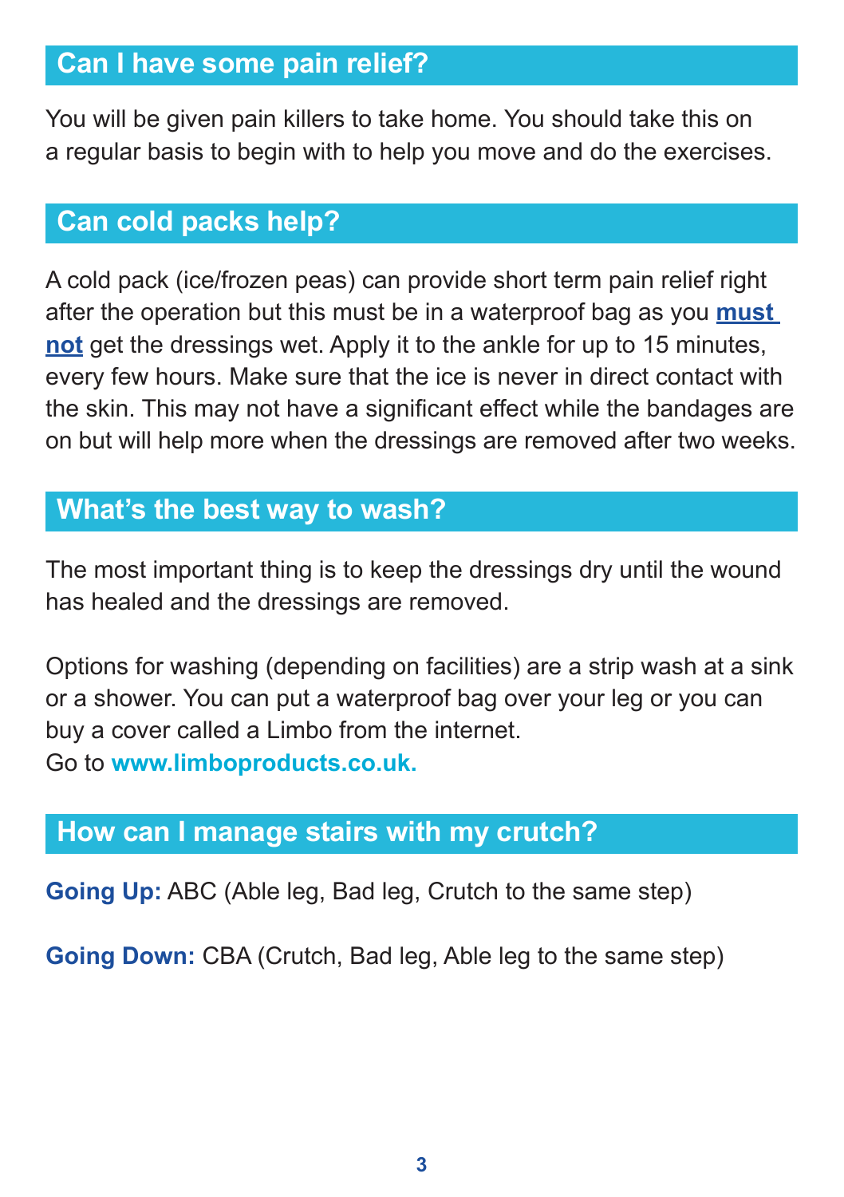## Can I have some pain relief?

You will be given pain killers to take home. You should take this on a regular basis to begin with to help you move and do the exercises.

## Can cold packs help?

A cold pack (ice/frozen peas) can provide short term pain relief right after the operation but this must be in a waterproof bag as you **must not** get the dressings wet. Apply it to the ankle for up to 15 minutes, every few hours. Make sure that the ice is never in direct contact with the skin. This may not have a significant effect while the bandages are on but will help more when the dressings are removed after two weeks.

## What's the best way to wash?

The most important thing is to keep the dressings dry until the wound has healed and the dressings are removed.

Options for washing (depending on facilities) are a strip wash at a sink or a shower. You can put a waterproof bag over your leg or you can buy a cover called a Limbo from the internet.
Go to **www.limboproducts.co.uk.**

## How can I manage stairs with my crutch?

**Going Up:** ABC (Able leg, Bad leg, Crutch to the same step)

**Going Down:** CBA (Crutch, Bad leg, Able leg to the same step)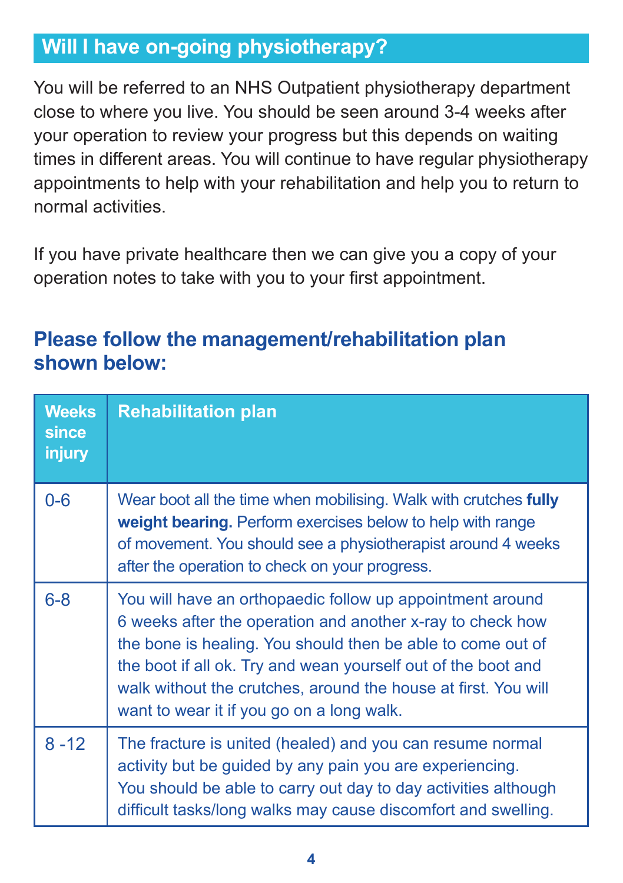## Will I have on-going physiotherapy?

You will be referred to an NHS Outpatient physiotherapy department close to where you live. You should be seen around 3-4 weeks after your operation to review your progress but this depends on waiting times in different areas. You will continue to have regular physiotherapy appointments to help with your rehabilitation and help you to return to normal activities.

If you have private healthcare then we can give you a copy of your operation notes to take with you to your first appointment.

### Please follow the management/rehabilitation plan shown below:

| Weeks since injury | Rehabilitation plan |
|---|---|
| 0-6 | Wear boot all the time when mobilising. Walk with crutches **fully weight bearing.** Perform exercises below to help with range of movement. You should see a physiotherapist around 4 weeks after the operation to check on your progress. |
| 6-8 | You will have an orthopaedic follow up appointment around 6 weeks after the operation and another x-ray to check how the bone is healing. You should then be able to come out of the boot if all ok. Try and wean yourself out of the boot and walk without the crutches, around the house at first. You will want to wear it if you go on a long walk. |
| 8 -12 | The fracture is united (healed) and you can resume normal activity but be guided by any pain you are experiencing. You should be able to carry out day to day activities although difficult tasks/long walks may cause discomfort and swelling. |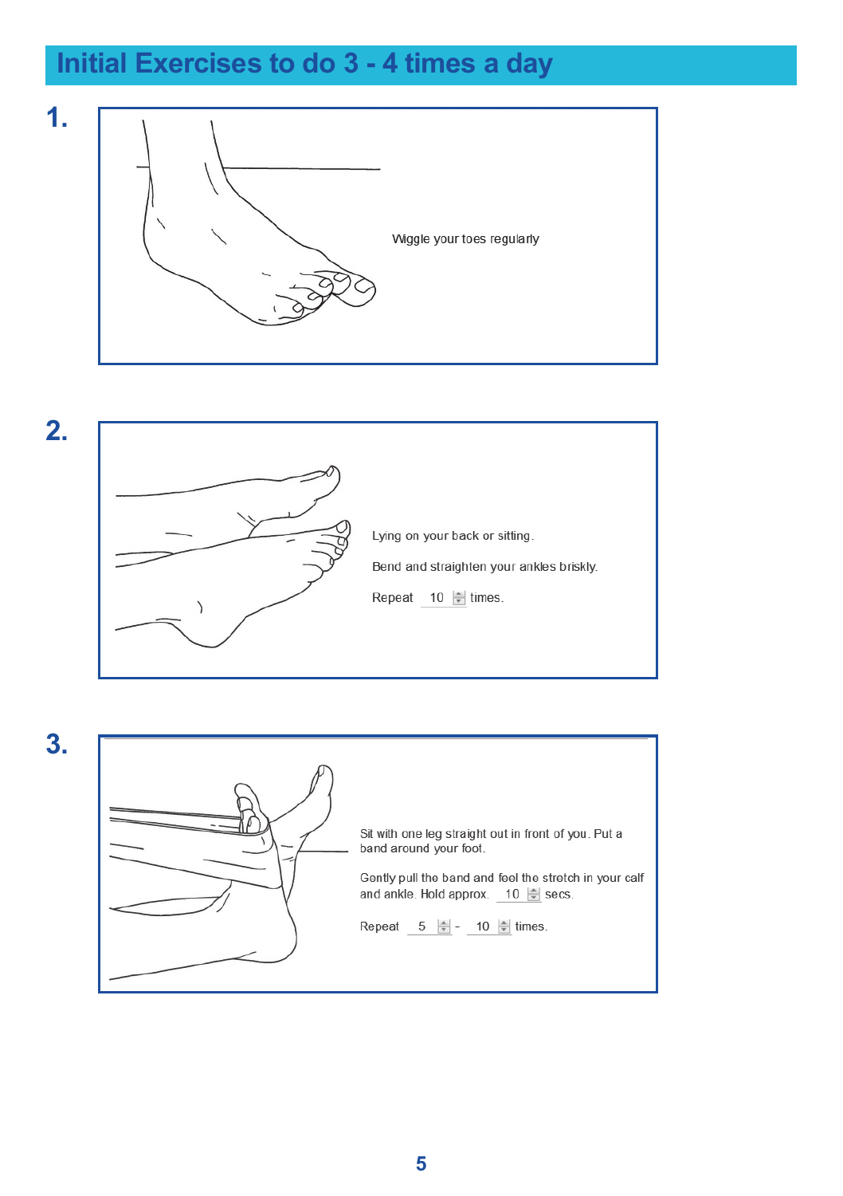# Initial Exercises to do 3 - 4 times a day

**1.**

Wiggle your toes regularly

**2.**

Lying on your back or sitting.

Bend and straighten your ankles briskly.

Repeat 10 times.

**3.**

Sit with one leg straight out in front of you. Put a band around your foot.

Gently pull the band and feel the stretch in your calf and ankle. Hold approx. 10 secs.

Repeat 5 - 10 times.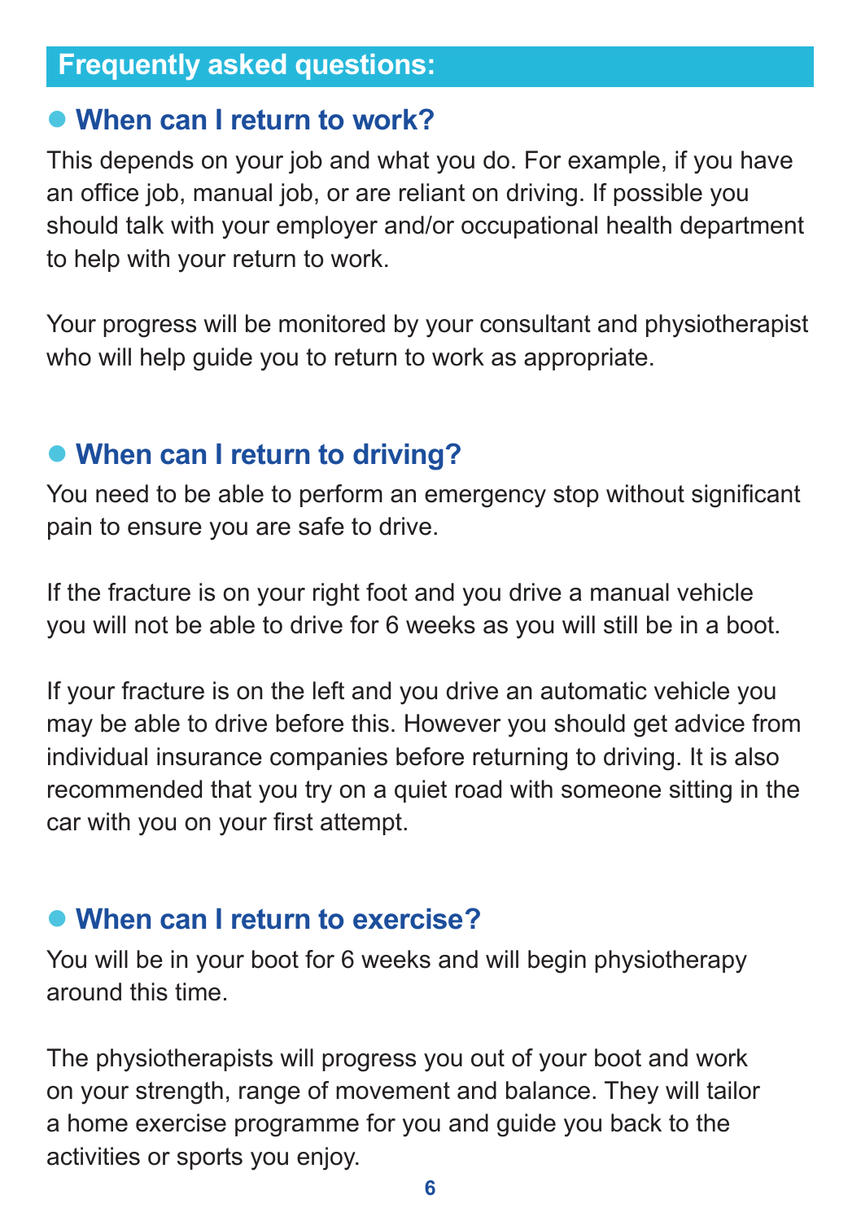## Frequently asked questions:

### When can I return to work?

This depends on your job and what you do. For example, if you have an office job, manual job, or are reliant on driving. If possible you should talk with your employer and/or occupational health department to help with your return to work.

Your progress will be monitored by your consultant and physiotherapist who will help guide you to return to work as appropriate.

### When can I return to driving?

You need to be able to perform an emergency stop without significant pain to ensure you are safe to drive.

If the fracture is on your right foot and you drive a manual vehicle you will not be able to drive for 6 weeks as you will still be in a boot.

If your fracture is on the left and you drive an automatic vehicle you may be able to drive before this. However you should get advice from individual insurance companies before returning to driving. It is also recommended that you try on a quiet road with someone sitting in the car with you on your first attempt.

### When can I return to exercise?

You will be in your boot for 6 weeks and will begin physiotherapy around this time.

The physiotherapists will progress you out of your boot and work on your strength, range of movement and balance. They will tailor a home exercise programme for you and guide you back to the activities or sports you enjoy.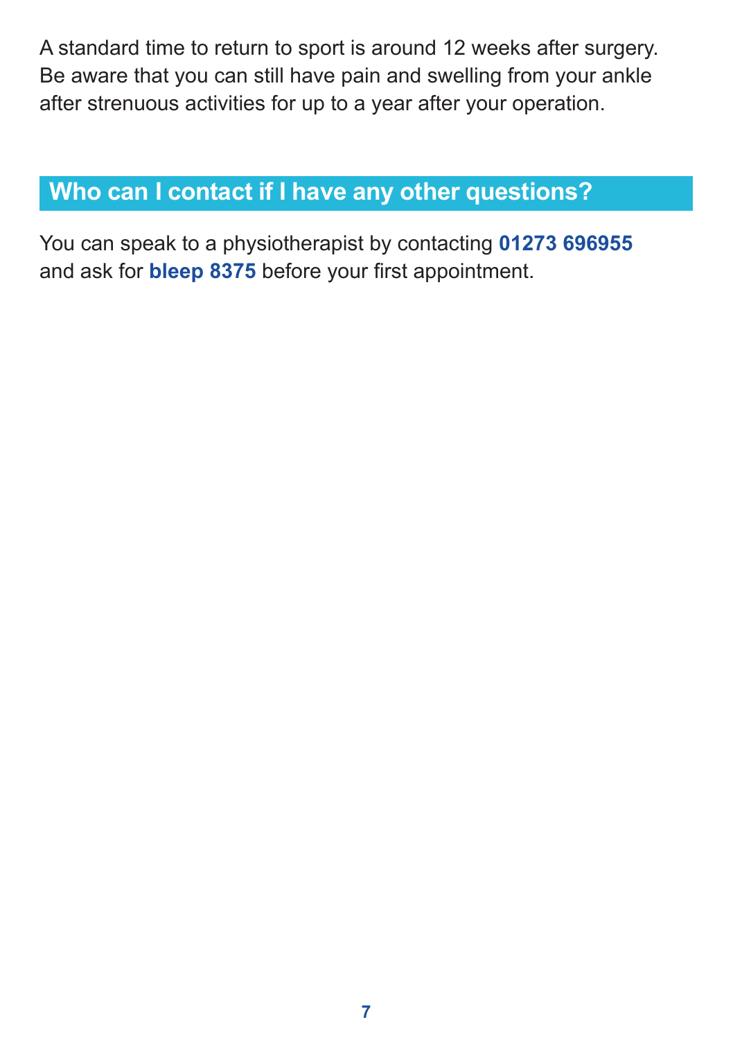A standard time to return to sport is around 12 weeks after surgery. Be aware that you can still have pain and swelling from your ankle after strenuous activities for up to a year after your operation.

## Who can I contact if I have any other questions?

You can speak to a physiotherapist by contacting **01273 696955** and ask for **bleep 8375** before your first appointment.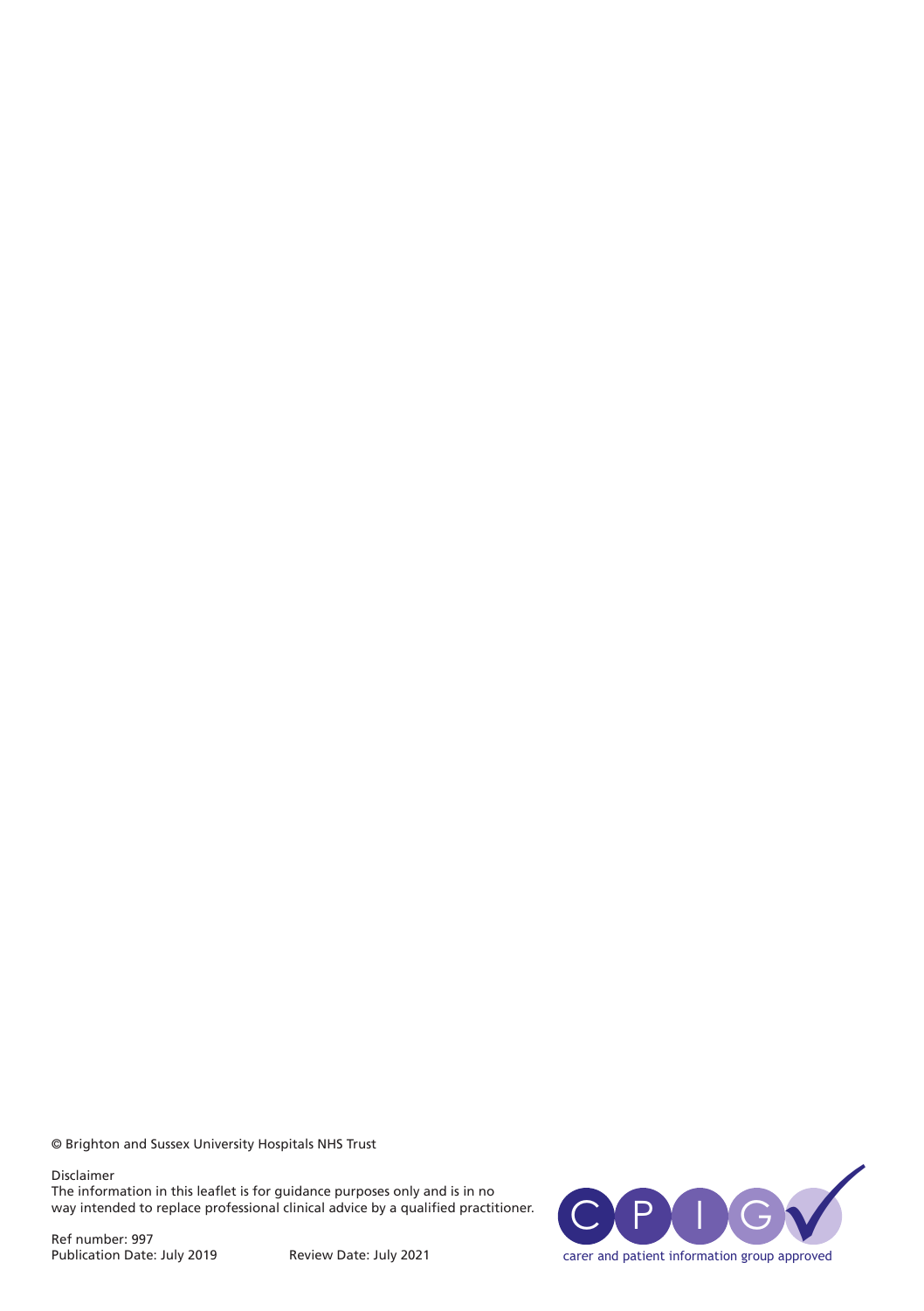© Brighton and Sussex University Hospitals NHS Trust

Disclaimer
The information in this leaflet is for guidance purposes only and is in no way intended to replace professional clinical advice by a qualified practitioner.

Ref number: 997
Publication Date: July 2019 Review Date: July 2021

CPIG
carer and patient information group approved